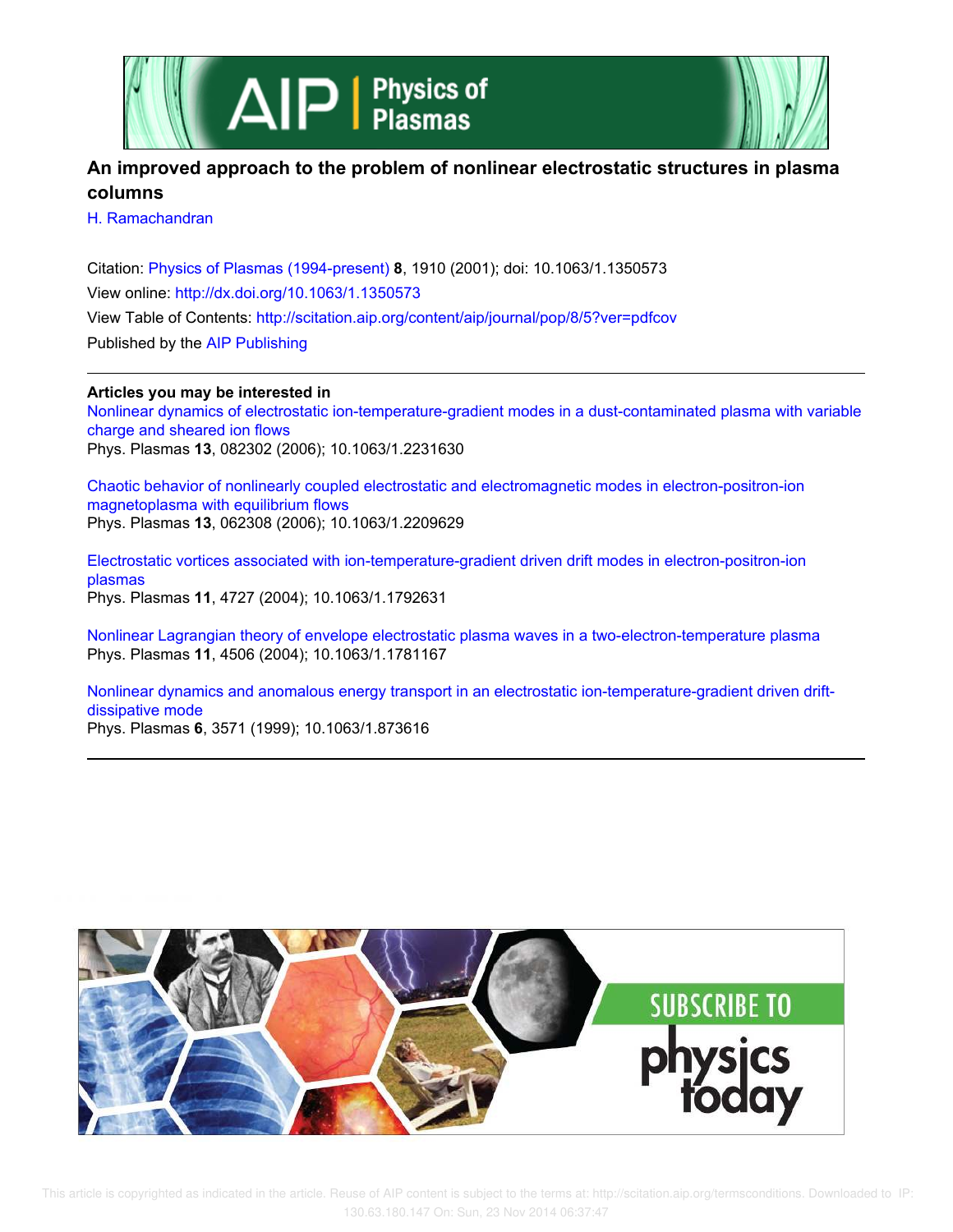# An improved approach to the problem of nonlinear electrostatic structures in plasma columns

H. Ramachandran

Citation: Physics of Plasmas (1994-present) **8**, 1910 (2001); doi: 10.1063/1.1350573

View online: http://dx.doi.org/10.1063/1.1350573

View Table of Contents: http://scitation.aip.org/content/aip/journal/pop/8/5?ver=pdfcov

Published by the AIP Publishing

---

**Articles you may be interested in**

Nonlinear dynamics of electrostatic ion-temperature-gradient modes in a dust-contaminated plasma with variable charge and sheared ion flows
Phys. Plasmas **13**, 082302 (2006); 10.1063/1.2231630

Chaotic behavior of nonlinearly coupled electrostatic and electromagnetic modes in electron-positron-ion magnetoplasma with equilibrium flows
Phys. Plasmas **13**, 062308 (2006); 10.1063/1.2209629

Electrostatic vortices associated with ion-temperature-gradient driven drift modes in electron-positron-ion plasmas
Phys. Plasmas **11**, 4727 (2004); 10.1063/1.1792631

Nonlinear Lagrangian theory of envelope electrostatic plasma waves in a two-electron-temperature plasma
Phys. Plasmas **11**, 4506 (2004); 10.1063/1.1781167

Nonlinear dynamics and anomalous energy transport in an electrostatic ion-temperature-gradient driven drift-dissipative mode
Phys. Plasmas **6**, 3571 (1999); 10.1063/1.873616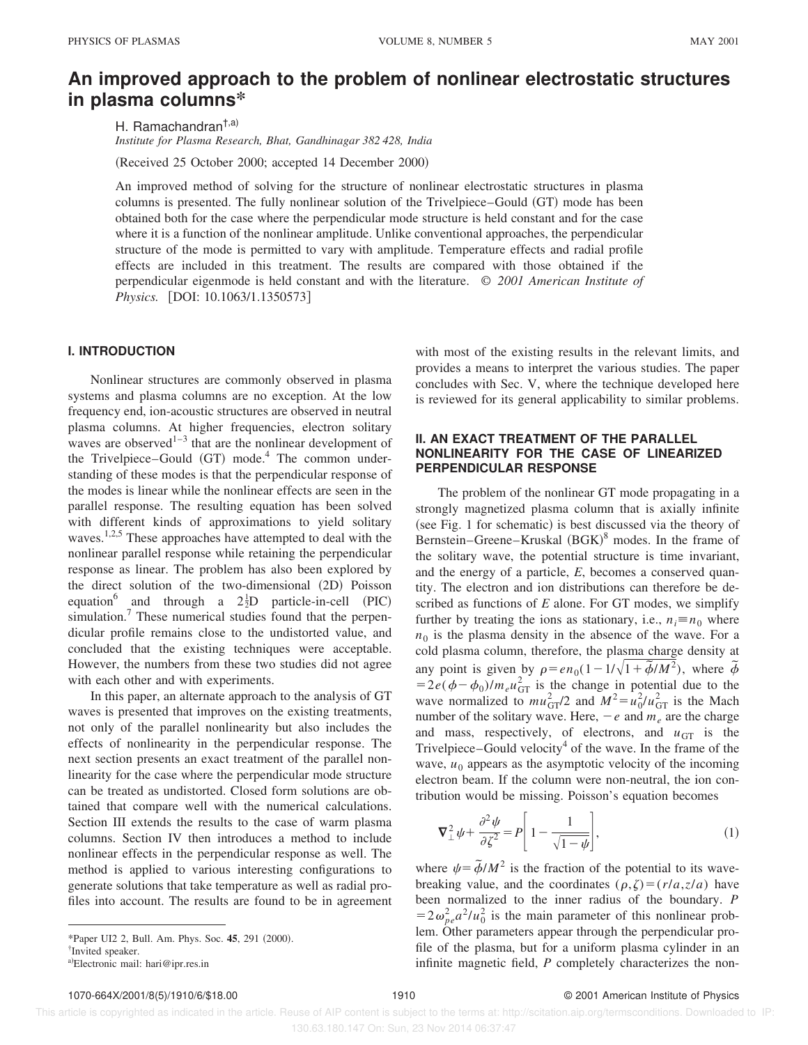# An improved approach to the problem of nonlinear electrostatic structures in plasma columns*

H. Ramachandran[†,a)]

*Institute for Plasma Research, Bhat, Gandhinagar 382 428, India*

(Received 25 October 2000; accepted 14 December 2000)

An improved method of solving for the structure of nonlinear electrostatic structures in plasma columns is presented. The fully nonlinear solution of the Trivelpiece–Gould (GT) mode has been obtained both for the case where the perpendicular mode structure is held constant and for the case where it is a function of the nonlinear amplitude. Unlike conventional approaches, the perpendicular structure of the mode is permitted to vary with amplitude. Temperature effects and radial profile effects are included in this treatment. The results are compared with those obtained if the perpendicular eigenmode is held constant and with the literature. © *2001 American Institute of Physics.* [DOI: 10.1063/1.1350573]

## I. INTRODUCTION

Nonlinear structures are commonly observed in plasma systems and plasma columns are no exception. At the low frequency end, ion-acoustic structures are observed in neutral plasma columns. At higher frequencies, electron solitary waves are observed[1–3] that are the nonlinear development of the Trivelpiece–Gould (GT) mode.[4] The common understanding of these modes is that the perpendicular response of the modes is linear while the nonlinear effects are seen in the parallel response. The resulting equation has been solved with different kinds of approximations to yield solitary waves.[1,2,5] These approaches have attempted to deal with the nonlinear parallel response while retaining the perpendicular response as linear. The problem has also been explored by the direct solution of the two-dimensional (2D) Poisson equation[6] and through a $2\frac{1}{2}$D particle-in-cell (PIC) simulation.[7] These numerical studies found that the perpendicular profile remains close to the undistorted value, and concluded that the existing techniques were acceptable. However, the numbers from these two studies did not agree with each other and with experiments.

In this paper, an alternate approach to the analysis of GT waves is presented that improves on the existing treatments, not only of the parallel nonlinearity but also includes the effects of nonlinearity in the perpendicular response. The next section presents an exact treatment of the parallel nonlinearity for the case where the perpendicular mode structure can be treated as undistorted. Closed form solutions are obtained that compare well with the numerical calculations. Section III extends the results to the case of warm plasma columns. Section IV then introduces a method to include nonlinear effects in the perpendicular response as well. The method is applied to various interesting configurations to generate solutions that take temperature as well as radial profiles into account. The results are found to be in agreement with most of the existing results in the relevant limits, and provides a means to interpret the various studies. The paper concludes with Sec. V, where the technique developed here is reviewed for its general applicability to similar problems.

## II. AN EXACT TREATMENT OF THE PARALLEL NONLINEARITY FOR THE CASE OF LINEARIZED PERPENDICULAR RESPONSE

The problem of the nonlinear GT mode propagating in a strongly magnetized plasma column that is axially infinite (see Fig. 1 for schematic) is best discussed via the theory of Bernstein–Greene–Kruskal (BGK)[8] modes. In the frame of the solitary wave, the potential structure is time invariant, and the energy of a particle, $E$, becomes a conserved quantity. The electron and ion distributions can therefore be described as functions of $E$ alone. For GT modes, we simplify further by treating the ions as stationary, i.e., $n_i \equiv n_0$ where $n_0$ is the plasma density in the absence of the wave. For a cold plasma column, therefore, the plasma charge density at any point is given by $\rho = en_0(1 - 1/\sqrt{1+\tilde{\phi}/M^2})$, where $\tilde{\phi} = 2e(\phi - \phi_0)/m_e u_{\mathrm{GT}}^2$ is the change in potential due to the wave normalized to $mu_{\mathrm{GT}}^2/2$ and $M^2 = u_0^2/u_{\mathrm{GT}}^2$ is the Mach number of the solitary wave. Here, $-e$ and $m_e$ are the charge and mass, respectively, of electrons, and $u_{\mathrm{GT}}$ is the Trivelpiece–Gould velocity[4] of the wave. In the frame of the wave, $u_0$ appears as the asymptotic velocity of the incoming electron beam. If the column were non-neutral, the ion contribution would be missing. Poisson's equation becomes

$$\nabla_\perp^2 \psi + \frac{\partial^2 \psi}{\partial \zeta^2} = P\left[1 - \frac{1}{\sqrt{1-\psi}}\right], \tag{1}$$

where $\psi = \tilde{\phi}/M^2$ is the fraction of the potential to its wave-breaking value, and the coordinates $(\rho, \zeta) = (r/a, z/a)$ have been normalized to the inner radius of the boundary. $P = 2\omega_{pe}^2 a^2/u_0^2$ is the main parameter of this nonlinear problem. Other parameters appear through the perpendicular profile of the plasma, but for a uniform plasma cylinder in an infinite magnetic field, $P$ completely characterizes the non-

*Paper UI2 2, Bull. Am. Phys. Soc. **45**, 291 (2000).

†Invited speaker.

a)Electronic mail: hari@ipr.res.in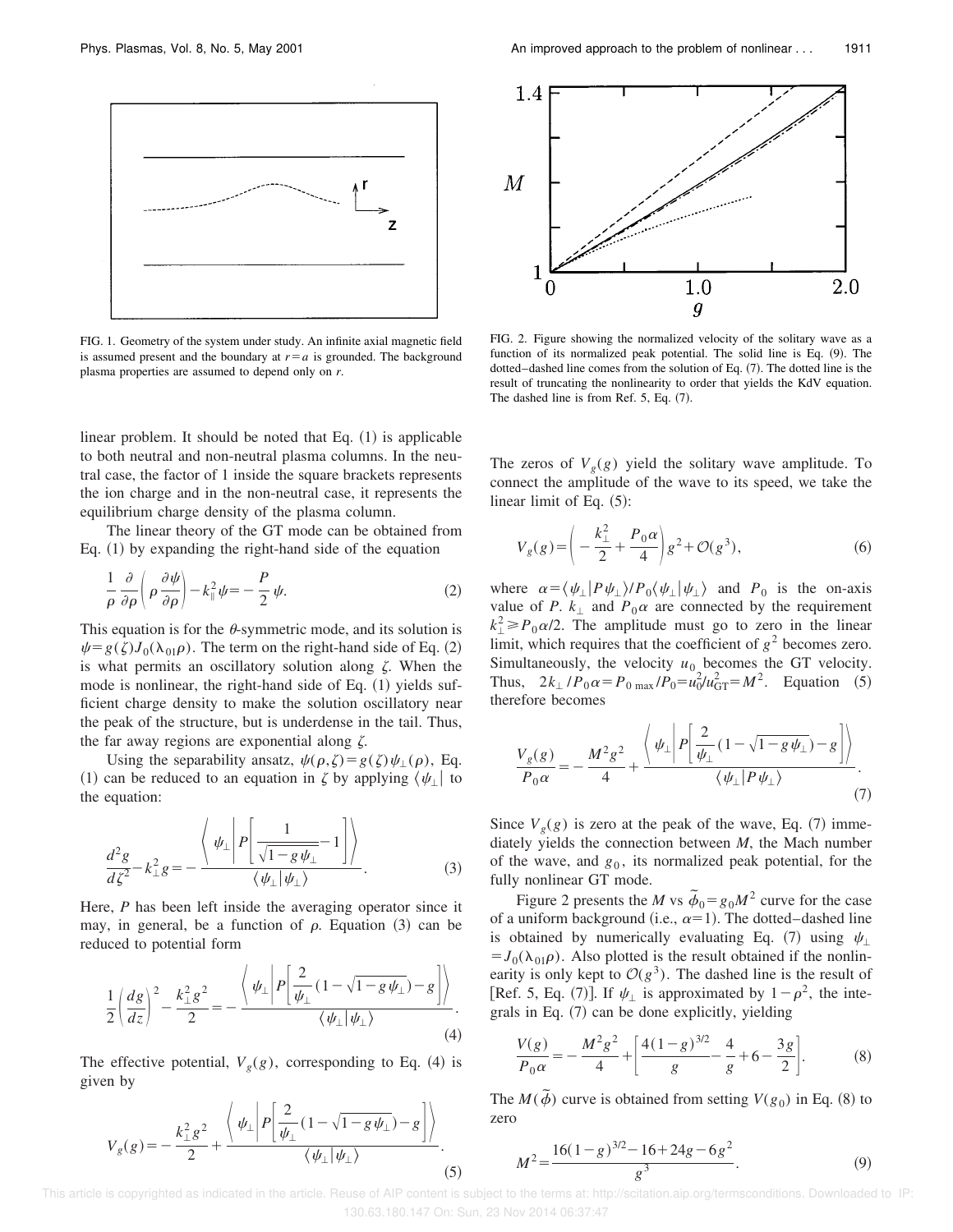FIG. 1. Geometry of the system under study. An infinite axial magnetic field is assumed present and the boundary at $r=a$ is grounded. The background plasma properties are assumed to depend only on $r$.

FIG. 2. Figure showing the normalized velocity of the solitary wave as a function of its normalized peak potential. The solid line is Eq. (9). The dotted–dashed line comes from the solution of Eq. (7). The dotted line is the result of truncating the nonlinearity to order that yields the KdV equation. The dashed line is from Ref. 5, Eq. (7).

linear problem. It should be noted that Eq. (1) is applicable to both neutral and non-neutral plasma columns. In the neutral case, the factor of 1 inside the square brackets represents the ion charge and in the non-neutral case, it represents the equilibrium charge density of the plasma column.

The linear theory of the GT mode can be obtained from Eq. (1) by expanding the right-hand side of the equation

$$\frac{1}{\rho}\frac{\partial}{\partial \rho}\left(\rho \frac{\partial \psi}{\partial \rho}\right) - k_{\parallel}^2 \psi = -\frac{P}{2}\psi. \tag{2}$$

This equation is for the $\theta$-symmetric mode, and its solution is $\psi = g(\zeta) J_0(\lambda_{01}\rho)$. The term on the right-hand side of Eq. (2) is what permits an oscillatory solution along $\zeta$. When the mode is nonlinear, the right-hand side of Eq. (1) yields sufficient charge density to make the solution oscillatory near the peak of the structure, but is underdense in the tail. Thus, the far away regions are exponential along $\zeta$.

Using the separability ansatz, $\psi(\rho,\zeta) = g(\zeta)\psi_{\perp}(\rho)$, Eq. (1) can be reduced to an equation in $\zeta$ by applying $\langle \psi_{\perp}|$ to the equation:

$$\frac{d^2 g}{d\zeta^2} - k_{\perp}^2 g = -\frac{\left\langle \psi_{\perp} \middle| P\left[\frac{1}{\sqrt{1-g\psi_{\perp}}} - 1\right]\right\rangle}{\langle \psi_{\perp}|\psi_{\perp}\rangle}. \tag{3}$$

Here, $P$ has been left inside the averaging operator since it may, in general, be a function of $\rho$. Equation (3) can be reduced to potential form

$$\frac{1}{2}\left(\frac{dg}{dz}\right)^2 - \frac{k_{\perp}^2 g^2}{2} = -\frac{\left\langle \psi_{\perp} \middle| P\left[\frac{2}{\psi_{\perp}}(1-\sqrt{1-g\psi_{\perp}}) - g\right]\right\rangle}{\langle \psi_{\perp}|\psi_{\perp}\rangle}. \tag{4}$$

The effective potential, $V_g(g)$, corresponding to Eq. (4) is given by

$$V_g(g) = -\frac{k_{\perp}^2 g^2}{2} + \frac{\left\langle \psi_{\perp} \middle| P\left[\frac{2}{\psi_{\perp}}(1-\sqrt{1-g\psi_{\perp}}) - g\right]\right\rangle}{\langle \psi_{\perp}|\psi_{\perp}\rangle}. \tag{5}$$

The zeros of $V_g(g)$ yield the solitary wave amplitude. To connect the amplitude of the wave to its speed, we take the linear limit of Eq. (5):

$$V_g(g) = \left(-\frac{k_{\perp}^2}{2} + \frac{P_0 \alpha}{4}\right) g^2 + \mathcal{O}(g^3), \tag{6}$$

where $\alpha = \langle \psi_{\perp}|P\psi_{\perp}\rangle / P_0 \langle \psi_{\perp}|\psi_{\perp}\rangle$ and $P_0$ is the on-axis value of $P$. $k_{\perp}$ and $P_0\alpha$ are connected by the requirement $k_{\perp}^2 \geqslant P_0\alpha/2$. The amplitude must go to zero in the linear limit, which requires that the coefficient of $g^2$ becomes zero. Simultaneously, the velocity $u_0$ becomes the GT velocity. Thus, $2k_{\perp}/P_0\alpha = P_{0\,\max}/P_0 = u_0^2/u_{\mathrm{GT}}^2 = M^2$. Equation (5) therefore becomes

$$\frac{V_g(g)}{P_0 \alpha} = -\frac{M^2 g^2}{4} + \frac{\left\langle \psi_{\perp} \middle| P\left[\frac{2}{\psi_{\perp}}(1-\sqrt{1-g\psi_{\perp}}) - g\right]\right\rangle}{\langle \psi_{\perp}|P\psi_{\perp}\rangle}. \tag{7}$$

Since $V_g(g)$ is zero at the peak of the wave, Eq. (7) immediately yields the connection between $M$, the Mach number of the wave, and $g_0$, its normalized peak potential, for the fully nonlinear GT mode.

Figure 2 presents the $M$ vs $\tilde{\phi}_0 = g_0 M^2$ curve for the case of a uniform background (i.e., $\alpha=1$). The dotted–dashed line is obtained by numerically evaluating Eq. (7) using $\psi_{\perp} = J_0(\lambda_{01}\rho)$. Also plotted is the result obtained if the nonlinearity is only kept to $\mathcal{O}(g^3)$. The dashed line is the result of [Ref. 5, Eq. (7)]. If $\psi_{\perp}$ is approximated by $1-\rho^2$, the integrals in Eq. (7) can be done explicitly, yielding

$$\frac{V(g)}{P_0 \alpha} = -\frac{M^2 g^2}{4} + \left[\frac{4(1-g)^{3/2}}{g} - \frac{4}{g} + 6 - \frac{3g}{2}\right]. \tag{8}$$

The $M(\tilde{\phi})$ curve is obtained from setting $V(g_0)$ in Eq. (8) to zero

$$M^2 = \frac{16(1-g)^{3/2} - 16 + 24g - 6g^2}{g^3}. \tag{9}$$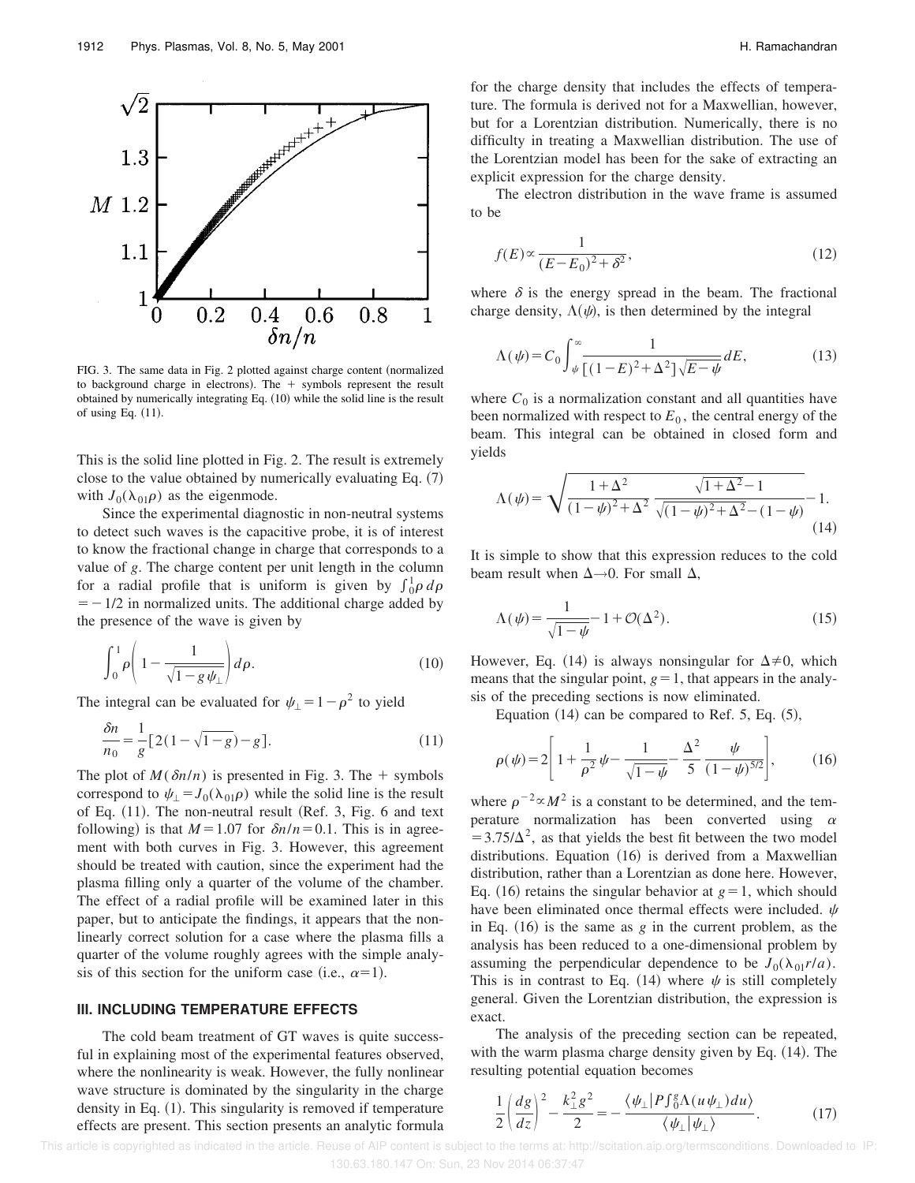FIG. 3. The same data in Fig. 2 plotted against charge content (normalized to background charge in electrons). The + symbols represent the result obtained by numerically integrating Eq. (10) while the solid line is the result of using Eq. (11).

This is the solid line plotted in Fig. 2. The result is extremely close to the value obtained by numerically evaluating Eq. (7) with $J_0(\lambda_{01}\rho)$ as the eigenmode.

Since the experimental diagnostic in non-neutral systems to detect such waves is the capacitive probe, it is of interest to know the fractional change in charge that corresponds to a value of $g$. The charge content per unit length in the column for a radial profile that is uniform is given by $\int_0^1 \rho \, d\rho = -1/2$ in normalized units. The additional charge added by the presence of the wave is given by

$$\int_0^1 \rho \left( 1 - \frac{1}{\sqrt{1 - g\psi_\perp}} \right) d\rho. \tag{10}$$

The integral can be evaluated for $\psi_\perp = 1 - \rho^2$ to yield

$$\frac{\delta n}{n_0} = \frac{1}{g}\left[ 2(1 - \sqrt{1-g}) - g \right]. \tag{11}$$

The plot of $M(\delta n/n)$ is presented in Fig. 3. The + symbols correspond to $\psi_\perp = J_0(\lambda_{01}\rho)$ while the solid line is the result of Eq. (11). The non-neutral result (Ref. 3, Fig. 6 and text following) is that $M = 1.07$ for $\delta n/n = 0.1$. This is in agreement with both curves in Fig. 3. However, this agreement should be treated with caution, since the experiment had the plasma filling only a quarter of the volume of the chamber. The effect of a radial profile will be examined later in this paper, but to anticipate the findings, it appears that the nonlinearly correct solution for a case where the plasma fills a quarter of the volume roughly agrees with the simple analysis of this section for the uniform case (i.e., $\alpha = 1$).

## III. INCLUDING TEMPERATURE EFFECTS

The cold beam treatment of GT waves is quite successful in explaining most of the experimental features observed, where the nonlinearity is weak. However, the fully nonlinear wave structure is dominated by the singularity in the charge density in Eq. (1). This singularity is removed if temperature effects are present. This section presents an analytic formula for the charge density that includes the effects of temperature. The formula is derived not for a Maxwellian, however, but for a Lorentzian distribution. Numerically, there is no difficulty in treating a Maxwellian distribution. The use of the Lorentzian model has been for the sake of extracting an explicit expression for the charge density.

The electron distribution in the wave frame is assumed to be

$$f(E) \propto \frac{1}{(E - E_0)^2 + \delta^2}, \tag{12}$$

where $\delta$ is the energy spread in the beam. The fractional charge density, $\Lambda(\psi)$, is then determined by the integral

$$\Lambda(\psi) = C_0 \int_\psi^\infty \frac{1}{[(1-E)^2 + \Delta^2]\sqrt{E - \psi}} dE, \tag{13}$$

where $C_0$ is a normalization constant and all quantities have been normalized with respect to $E_0$, the central energy of the beam. This integral can be obtained in closed form and yields

$$\Lambda(\psi) = \sqrt{\frac{1+\Delta^2}{(1-\psi)^2 + \Delta^2} \, \frac{\sqrt{1+\Delta^2} - 1}{\sqrt{(1-\psi)^2 + \Delta^2} - (1-\psi)}} - 1. \tag{14}$$

It is simple to show that this expression reduces to the cold beam result when $\Delta \to 0$. For small $\Delta$,

$$\Lambda(\psi) = \frac{1}{\sqrt{1-\psi}} - 1 + \mathcal{O}(\Delta^2). \tag{15}$$

However, Eq. (14) is always nonsingular for $\Delta \neq 0$, which means that the singular point, $g = 1$, that appears in the analysis of the preceding sections is now eliminated.

Equation (14) can be compared to Ref. 5, Eq. (5),

$$\rho(\psi) = 2\left[ 1 + \frac{1}{\rho^2}\psi - \frac{1}{\sqrt{1-\psi}} - \frac{\Delta^2}{5} \frac{\psi}{(1-\psi)^{5/2}} \right], \tag{16}$$

where $\rho^{-2} \propto M^2$ is a constant to be determined, and the temperature normalization has been converted using $\alpha = 3.75/\Delta^2$, as that yields the best fit between the two model distributions. Equation (16) is derived from a Maxwellian distribution, rather than a Lorentzian as done here. However, Eq. (16) retains the singular behavior at $g = 1$, which should have been eliminated once thermal effects were included. $\psi$ in Eq. (16) is the same as $g$ in the current problem, as the analysis has been reduced to a one-dimensional problem by assuming the perpendicular dependence to be $J_0(\lambda_{01} r/a)$. This is in contrast to Eq. (14) where $\psi$ is still completely general. Given the Lorentzian distribution, the expression is exact.

The analysis of the preceding section can be repeated, with the warm plasma charge density given by Eq. (14). The resulting potential equation becomes

$$\frac{1}{2}\left( \frac{dg}{dz} \right)^2 - \frac{k_\perp^2 g^2}{2} = -\frac{\langle \psi_\perp | P \int_0^g \Lambda(u\psi_\perp) du \rangle}{\langle \psi_\perp | \psi_\perp \rangle}. \tag{17}$$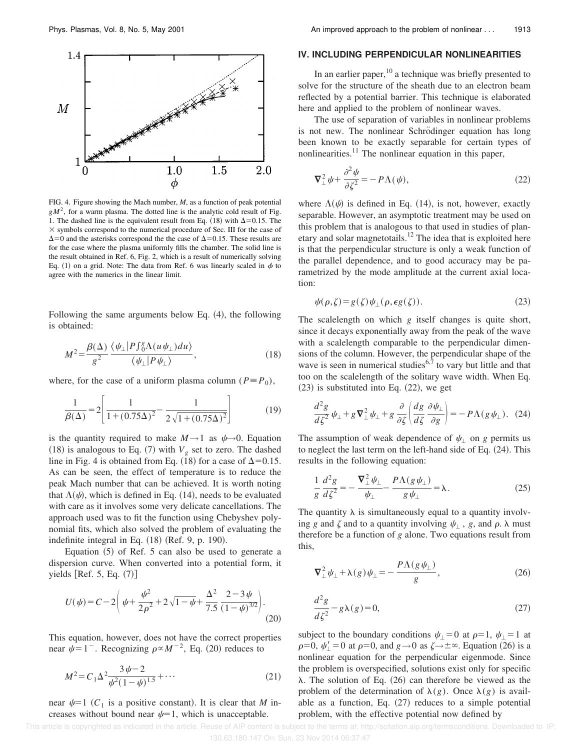FIG. 4. Figure showing the Mach number, $M$, as a function of peak potential $gM^2$, for a warm plasma. The dotted line is the analytic cold result of Fig. 1. The dashed line is the equivalent result from Eq. (18) with $\Delta=0.15$. The $\times$ symbols correspond to the numerical procedure of Sec. III for the case of $\Delta=0$ and the asterisks correspond the the case of $\Delta=0.15$. These results are for the case where the plasma uniformly fills the chamber. The solid line is the result obtained in Ref. 6, Fig. 2, which is a result of numerically solving Eq. (1) on a grid. Note: The data from Ref. 6 was linearly scaled in $\phi$ to agree with the numerics in the linear limit.

Following the same arguments below Eq. (4), the following is obtained:

$$M^2=\frac{\beta(\Delta)}{g^2}\frac{\langle\psi_\perp|P\int_0^g\Lambda(u\psi_\perp)du\rangle}{\langle\psi_\perp|P\psi_\perp\rangle}, \tag{18}$$

where, for the case of a uniform plasma column ($P\equiv P_0$),

$$\frac{1}{\beta(\Delta)}=2\left[\frac{1}{1+(0.75\Delta)^2}-\frac{1}{2\sqrt{1+(0.75\Delta)^2}}\right] \tag{19}$$

is the quantity required to make $M\to 1$ as $\psi\to 0$. Equation (18) is analogous to Eq. (7) with $V_g$ set to zero. The dashed line in Fig. 4 is obtained from Eq. (18) for a case of $\Delta=0.15$. As can be seen, the effect of temperature is to reduce the peak Mach number that can be achieved. It is worth noting that $\Lambda(\psi)$, which is defined in Eq. (14), needs to be evaluated with care as it involves some very delicate cancellations. The approach used was to fit the function using Chebyshev polynomial fits, which also solved the problem of evaluating the indefinite integral in Eq. (18) (Ref. 9, p. 190).

Equation (5) of Ref. 5 can also be used to generate a dispersion curve. When converted into a potential form, it yields [Ref. 5, Eq. (7)]

$$U(\psi)=C-2\left(\psi+\frac{\psi^2}{2\rho^2}+2\sqrt{1-\psi}+\frac{\Delta^2}{7.5}\frac{2-3\psi}{(1-\psi)^{3/2}}\right). \tag{20}$$

This equation, however, does not have the correct properties near $\psi=1^-$. Recognizing $\rho\propto M^{-2}$, Eq. (20) reduces to

$$M^2=C_1\Delta^2\frac{3\psi-2}{\psi^2(1-\psi)^{1.5}}+\cdots \tag{21}$$

near $\psi=1$ ($C_1$ is a positive constant). It is clear that $M$ increases without bound near $\psi=1$, which is unacceptable.

## IV. INCLUDING PERPENDICULAR NONLINEARITIES

In an earlier paper,[10] a technique was briefly presented to solve for the structure of the sheath due to an electron beam reflected by a potential barrier. This technique is elaborated here and applied to the problem of nonlinear waves.

The use of separation of variables in nonlinear problems is not new. The nonlinear Schrödinger equation has long been known to be exactly separable for certain types of nonlinearities.[11] The nonlinear equation in this paper,

$$\nabla_\perp^2\psi+\frac{\partial^2\psi}{\partial\zeta^2}=-P\Lambda(\psi), \tag{22}$$

where $\Lambda(\psi)$ is defined in Eq. (14), is not, however, exactly separable. However, an asymptotic treatment may be used on this problem that is analogous to that used in studies of planetary and solar magnetotails.[12] The idea that is exploited here is that the perpendicular structure is only a weak function of the parallel dependence, and to good accuracy may be parametrized by the mode amplitude at the current axial location:

$$\psi(\rho,\zeta)=g(\zeta)\psi_\perp(\rho,\epsilon g(\zeta)). \tag{23}$$

The scalelength on which $g$ itself changes is quite short, since it decays exponentially away from the peak of the wave with a scalelength comparable to the perpendicular dimensions of the column. However, the perpendicular shape of the wave is seen in numerical studies[6,7] to vary but little and that too on the scalelength of the solitary wave width. When Eq. (23) is substituted into Eq. (22), we get

$$\frac{d^2g}{d\zeta^2}\psi_\perp+g\nabla_\perp^2\psi_\perp+g\frac{\partial}{\partial\zeta}\left(\frac{dg}{d\zeta}\frac{\partial\psi_\perp}{\partial g}\right)=-P\Lambda(g\psi_\perp). \tag{24}$$

The assumption of weak dependence of $\psi_\perp$ on $g$ permits us to neglect the last term on the left-hand side of Eq. (24). This results in the following equation:

$$\frac{1}{g}\frac{d^2g}{d\zeta^2}=-\frac{\nabla_\perp^2\psi_\perp}{\psi_\perp}-\frac{P\Lambda(g\psi_\perp)}{g\psi_\perp}=\lambda. \tag{25}$$

The quantity $\lambda$ is simultaneously equal to a quantity involving $g$ and $\zeta$ and to a quantity involving $\psi_\perp$, $g$, and $\rho$. $\lambda$ must therefore be a function of $g$ alone. Two equations result from this,

$$\nabla_\perp^2\psi_\perp+\lambda(g)\psi_\perp=-\frac{P\Lambda(g\psi_\perp)}{g}, \tag{26}$$

$$\frac{d^2g}{d\zeta^2}-g\lambda(g)=0, \tag{27}$$

subject to the boundary conditions $\psi_\perp=0$ at $\rho=1$, $\psi_\perp=1$ at $\rho=0$, $\psi_\perp'=0$ at $\rho=0$, and $g\to 0$ as $\zeta\to\pm\infty$. Equation (26) is a nonlinear equation for the perpendicular eigenmode. Since the problem is overspecified, solutions exist only for specific $\lambda$. The solution of Eq. (26) can therefore be viewed as the problem of the determination of $\lambda(g)$. Once $\lambda(g)$ is available as a function, Eq. (27) reduces to a simple potential problem, with the effective potential now defined by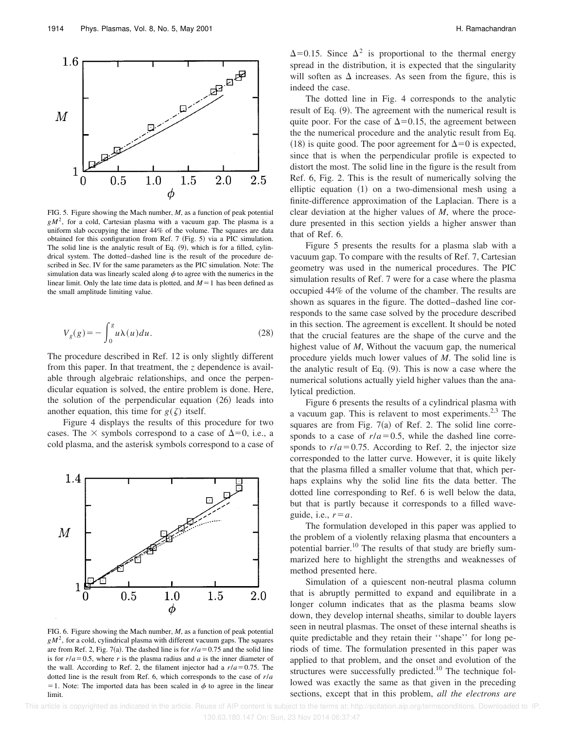FIG. 5. Figure showing the Mach number, $M$, as a function of peak potential $gM^2$, for a cold, Cartesian plasma with a vacuum gap. The plasma is a uniform slab occupying the inner 44% of the volume. The squares are data obtained for this configuration from Ref. 7 (Fig. 5) via a PIC simulation. The solid line is the analytic result of Eq. (9), which is for a filled, cylindrical system. The dotted–dashed line is the result of the procedure described in Sec. IV for the same parameters as the PIC simulation. Note: The simulation data was linearly scaled along $\phi$ to agree with the numerics in the linear limit. Only the late time data is plotted, and $M=1$ has been defined as the small amplitude limiting value.

$$V_g(g) = -\int_0^g u\lambda(u)du. \tag{28}$$

The procedure described in Ref. 12 is only slightly different from this paper. In that treatment, the $z$ dependence is available through algebraic relationships, and once the perpendicular equation is solved, the entire problem is done. Here, the solution of the perpendicular equation (26) leads into another equation, this time for $g(\zeta)$ itself.

Figure 4 displays the results of this procedure for two cases. The × symbols correspond to a case of $\Delta=0$, i.e., a cold plasma, and the asterisk symbols correspond to a case of $\Delta=0.15$. Since $\Delta^2$ is proportional to the thermal energy spread in the distribution, it is expected that the singularity will soften as $\Delta$ increases. As seen from the figure, this is indeed the case.

The dotted line in Fig. 4 corresponds to the analytic result of Eq. (9). The agreement with the numerical result is quite poor. For the case of $\Delta=0.15$, the agreement between the the numerical procedure and the analytic result from Eq. (18) is quite good. The poor agreement for $\Delta=0$ is expected, since that is when the perpendicular profile is expected to distort the most. The solid line in the figure is the result from Ref. 6, Fig. 2. This is the result of numerically solving the elliptic equation (1) on a two-dimensional mesh using a finite-difference approximation of the Laplacian. There is a clear deviation at the higher values of $M$, where the procedure presented in this section yields a higher answer than that of Ref. 6.

Figure 5 presents the results for a plasma slab with a vacuum gap. To compare with the results of Ref. 7, Cartesian geometry was used in the numerical procedures. The PIC simulation results of Ref. 7 were for a case where the plasma occupied 44% of the volume of the chamber. The results are shown as squares in the figure. The dotted–dashed line corresponds to the same case solved by the procedure described in this section. The agreement is excellent. It should be noted that the crucial features are the shape of the curve and the highest value of $M$, Without the vacuum gap, the numerical procedure yields much lower values of $M$. The solid line is the analytic result of Eq. (9). This is now a case where the numerical solutions actually yield higher values than the analytical prediction.

Figure 6 presents the results of a cylindrical plasma with a vacuum gap. This is relavent to most experiments.[2,3] The squares are from Fig. 7(a) of Ref. 2. The solid line corresponds to a case of $r/a=0.5$, while the dashed line corresponds to $r/a=0.75$. According to Ref. 2, the injector size corresponded to the latter curve. However, it is quite likely that the plasma filled a smaller volume that that, which perhaps explains why the solid line fits the data better. The dotted line corresponding to Ref. 6 is well below the data, but that is partly because it corresponds to a filled waveguide, i.e., $r=a$.

FIG. 6. Figure showing the Mach number, $M$, as a function of peak potential $gM^2$, for a cold, cylindrical plasma with different vacuum gaps. The squares are from Ref. 2, Fig. 7(a). The dashed line is for $r/a=0.75$ and the solid line is for $r/a=0.5$, where $r$ is the plasma radius and $a$ is the inner diameter of the wall. According to Ref. 2, the filament injector had a $r/a=0.75$. The dotted line is the result from Ref. 6, which corresponds to the case of $r/a=1$. Note: The imported data has been scaled in $\phi$ to agree in the linear limit.

The formulation developed in this paper was applied to the problem of a violently relaxing plasma that encounters a potential barrier.[10] The results of that study are briefly summarized here to highlight the strengths and weaknesses of method presented here.

Simulation of a quiescent non-neutral plasma column that is abruptly permitted to expand and equilibrate in a longer column indicates that as the plasma beams slow down, they develop internal sheaths, similar to double layers seen in neutral plasmas. The onset of these internal sheaths is quite predictable and they retain their ''shape'' for long periods of time. The formulation presented in this paper was applied to that problem, and the onset and evolution of the structures were successfully predicted.[10] The technique followed was exactly the same as that given in the preceding sections, except that in this problem, *all the electrons are*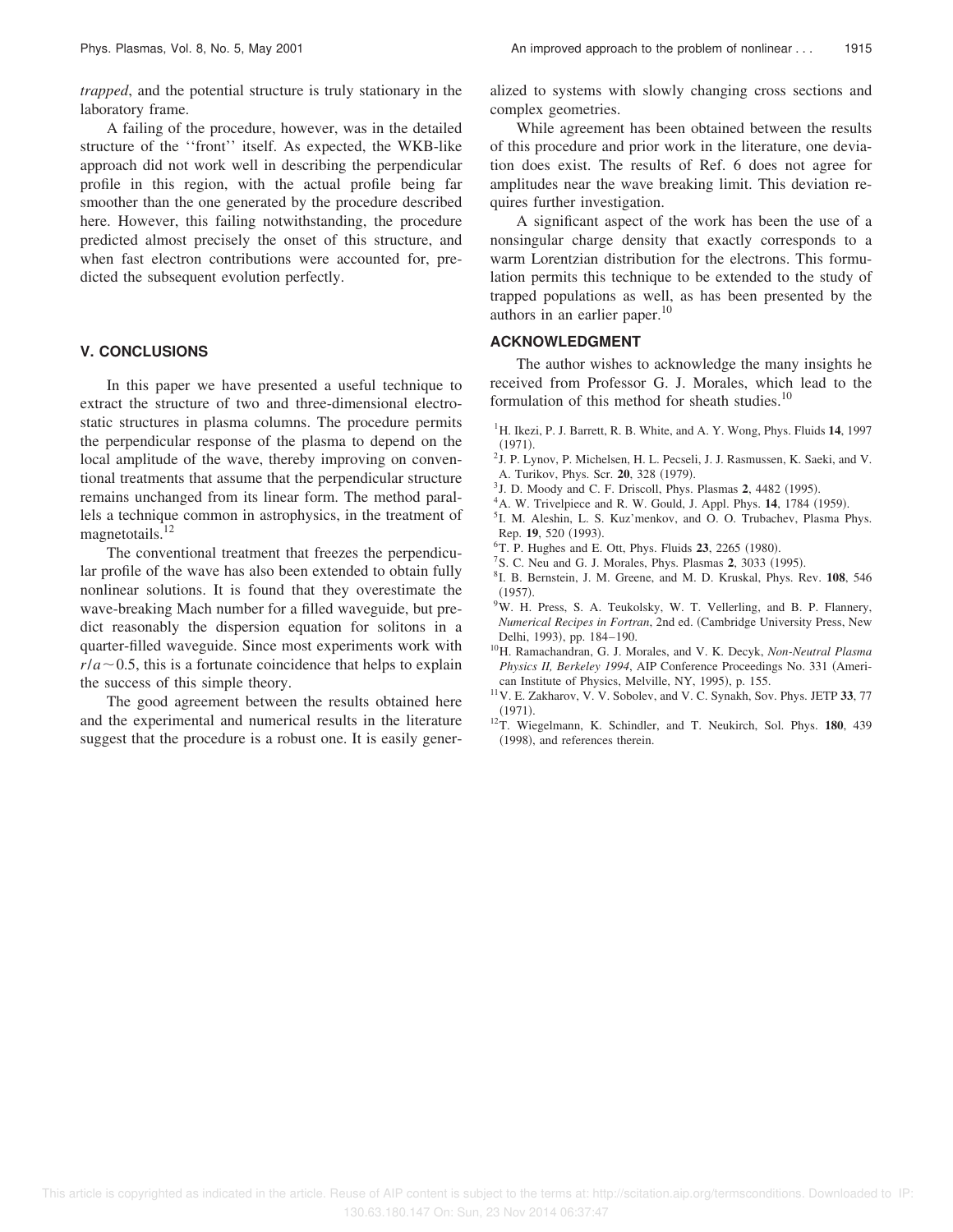*trapped*, and the potential structure is truly stationary in the laboratory frame.

A failing of the procedure, however, was in the detailed structure of the ''front'' itself. As expected, the WKB-like approach did not work well in describing the perpendicular profile in this region, with the actual profile being far smoother than the one generated by the procedure described here. However, this failing notwithstanding, the procedure predicted almost precisely the onset of this structure, and when fast electron contributions were accounted for, predicted the subsequent evolution perfectly.

## V. CONCLUSIONS

In this paper we have presented a useful technique to extract the structure of two and three-dimensional electrostatic structures in plasma columns. The procedure permits the perpendicular response of the plasma to depend on the local amplitude of the wave, thereby improving on conventional treatments that assume that the perpendicular structure remains unchanged from its linear form. The method parallels a technique common in astrophysics, in the treatment of magnetotails.[12]

The conventional treatment that freezes the perpendicular profile of the wave has also been extended to obtain fully nonlinear solutions. It is found that they overestimate the wave-breaking Mach number for a filled waveguide, but predict reasonably the dispersion equation for solitons in a quarter-filled waveguide. Since most experiments work with $r/a \sim 0.5$, this is a fortunate coincidence that helps to explain the success of this simple theory.

The good agreement between the results obtained here and the experimental and numerical results in the literature suggest that the procedure is a robust one. It is easily generalized to systems with slowly changing cross sections and complex geometries.

While agreement has been obtained between the results of this procedure and prior work in the literature, one deviation does exist. The results of Ref. 6 does not agree for amplitudes near the wave breaking limit. This deviation requires further investigation.

A significant aspect of the work has been the use of a nonsingular charge density that exactly corresponds to a warm Lorentzian distribution for the electrons. This formulation permits this technique to be extended to the study of trapped populations as well, as has been presented by the authors in an earlier paper.[10]

## ACKNOWLEDGMENT

The author wishes to acknowledge the many insights he received from Professor G. J. Morales, which lead to the formulation of this method for sheath studies.[10]

[1] H. Ikezi, P. J. Barrett, R. B. White, and A. Y. Wong, Phys. Fluids **14**, 1997 (1971).
[2] J. P. Lynov, P. Michelsen, H. L. Pecseli, J. J. Rasmussen, K. Saeki, and V. A. Turikov, Phys. Scr. **20**, 328 (1979).
[3] J. D. Moody and C. F. Driscoll, Phys. Plasmas **2**, 4482 (1995).
[4] A. W. Trivelpiece and R. W. Gould, J. Appl. Phys. **14**, 1784 (1959).
[5] I. M. Aleshin, L. S. Kuz'menkov, and O. O. Trubachev, Plasma Phys. Rep. **19**, 520 (1993).
[6] T. P. Hughes and E. Ott, Phys. Fluids **23**, 2265 (1980).
[7] S. C. Neu and G. J. Morales, Phys. Plasmas **2**, 3033 (1995).
[8] I. B. Bernstein, J. M. Greene, and M. D. Kruskal, Phys. Rev. **108**, 546 (1957).
[9] W. H. Press, S. A. Teukolsky, W. T. Vellerling, and B. P. Flannery, *Numerical Recipes in Fortran*, 2nd ed. (Cambridge University Press, New Delhi, 1993), pp. 184–190.
[10] H. Ramachandran, G. J. Morales, and V. K. Decyk, *Non-Neutral Plasma Physics II, Berkeley 1994*, AIP Conference Proceedings No. 331 (American Institute of Physics, Melville, NY, 1995), p. 155.
[11] V. E. Zakharov, V. V. Sobolev, and V. C. Synakh, Sov. Phys. JETP **33**, 77 (1971).
[12] T. Wiegelmann, K. Schindler, and T. Neukirch, Sol. Phys. **180**, 439 (1998), and references therein.